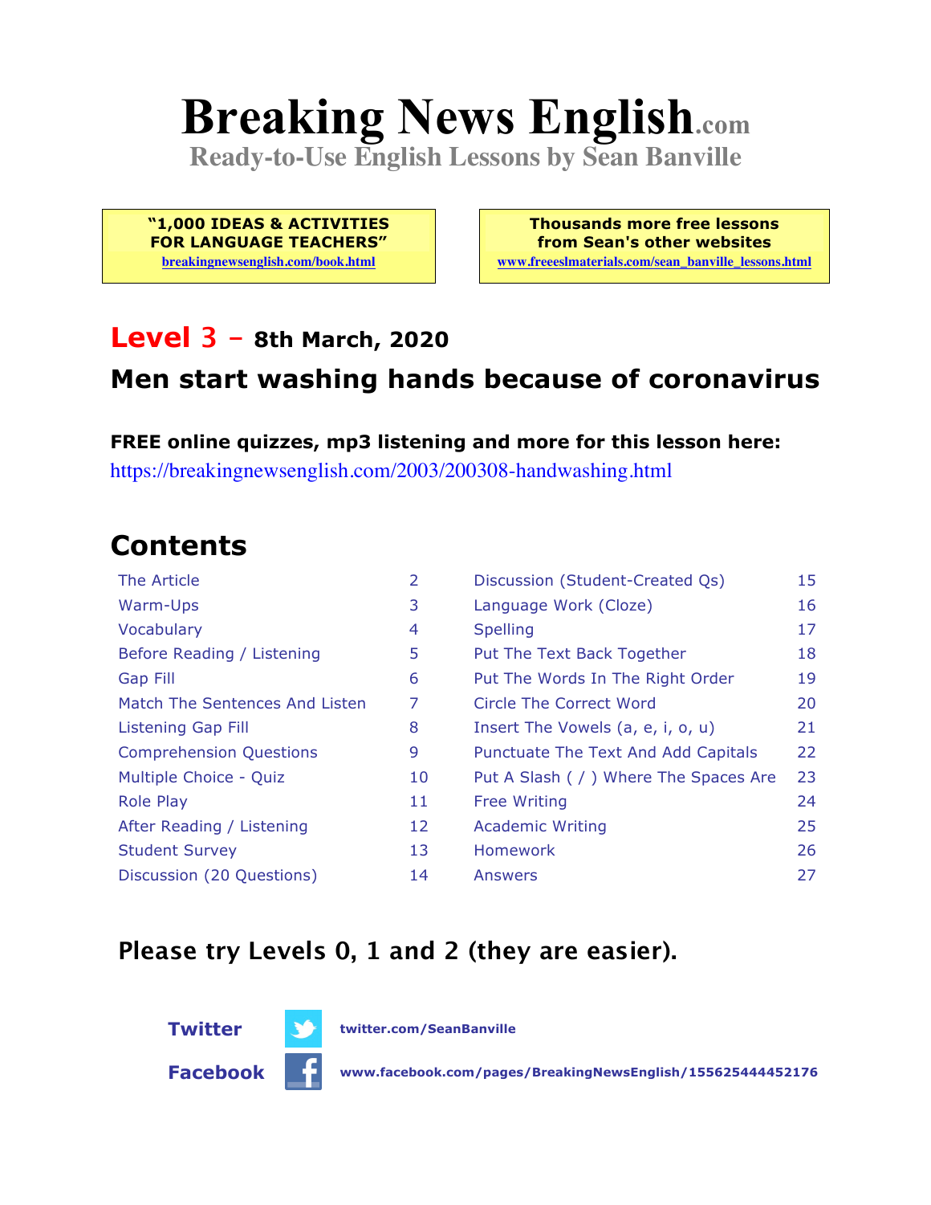# Breaking News English.com

**Ready-to-Use English Lessons by Sean Banville**

**"1,000 IDEAS & ACTIVITIES FOR LANGUAGE TEACHERS"**
breakingnewsenglish.com/book.html

**Thousands more free lessons from Sean's other websites**
www.freeeslmaterials.com/sean_banville_lessons.html

## Level 3 – 8th March, 2020

## Men start washing hands because of coronavirus

**FREE online quizzes, mp3 listening and more for this lesson here:**
https://breakingnewsenglish.com/2003/200308-handwashing.html

## Contents

| | | | |
|---|---|---|---|
| The Article | 2 | Discussion (Student-Created Qs) | 15 |
| Warm-Ups | 3 | Language Work (Cloze) | 16 |
| Vocabulary | 4 | Spelling | 17 |
| Before Reading / Listening | 5 | Put The Text Back Together | 18 |
| Gap Fill | 6 | Put The Words In The Right Order | 19 |
| Match The Sentences And Listen | 7 | Circle The Correct Word | 20 |
| Listening Gap Fill | 8 | Insert The Vowels (a, e, i, o, u) | 21 |
| Comprehension Questions | 9 | Punctuate The Text And Add Capitals | 22 |
| Multiple Choice - Quiz | 10 | Put A Slash ( / ) Where The Spaces Are | 23 |
| Role Play | 11 | Free Writing | 24 |
| After Reading / Listening | 12 | Academic Writing | 25 |
| Student Survey | 13 | Homework | 26 |
| Discussion (20 Questions) | 14 | Answers | 27 |

**Please try Levels 0, 1 and 2 (they are easier).**

**Twitter** twitter.com/SeanBanville

**Facebook** www.facebook.com/pages/BreakingNewsEnglish/155625444452176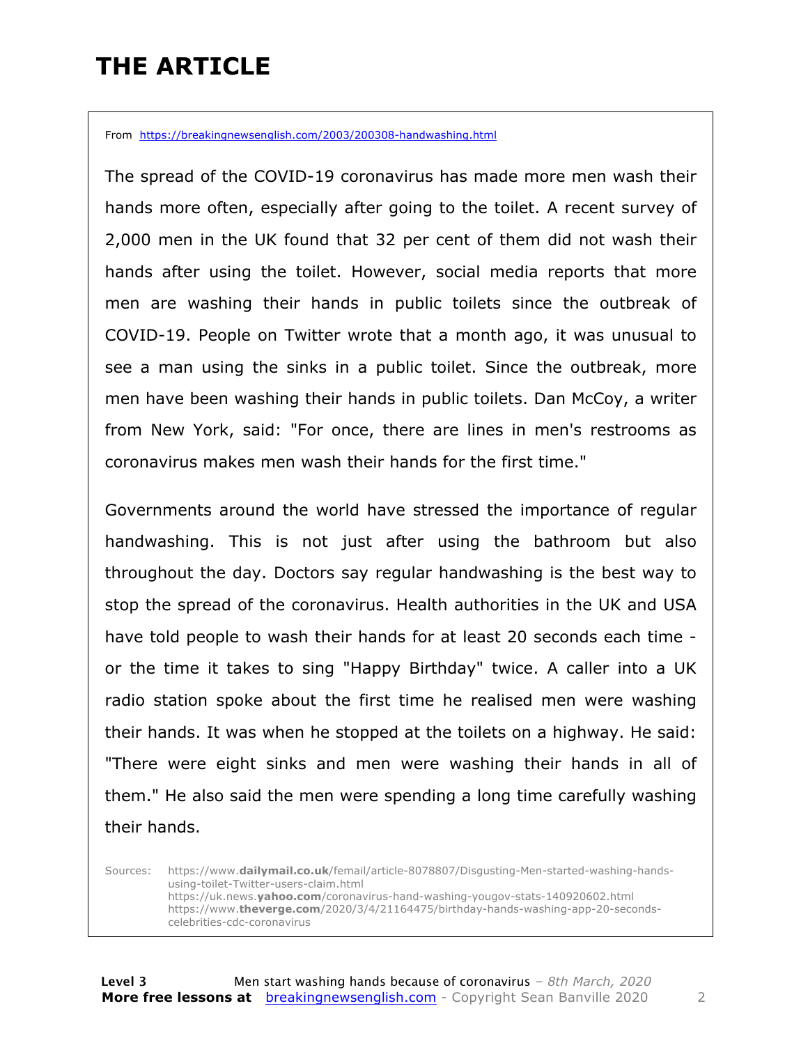# THE ARTICLE

From https://breakingnewsenglish.com/2003/200308-handwashing.html

The spread of the COVID-19 coronavirus has made more men wash their hands more often, especially after going to the toilet. A recent survey of 2,000 men in the UK found that 32 per cent of them did not wash their hands after using the toilet. However, social media reports that more men are washing their hands in public toilets since the outbreak of COVID-19. People on Twitter wrote that a month ago, it was unusual to see a man using the sinks in a public toilet. Since the outbreak, more men have been washing their hands in public toilets. Dan McCoy, a writer from New York, said: "For once, there are lines in men's restrooms as coronavirus makes men wash their hands for the first time."

Governments around the world have stressed the importance of regular handwashing. This is not just after using the bathroom but also throughout the day. Doctors say regular handwashing is the best way to stop the spread of the coronavirus. Health authorities in the UK and USA have told people to wash their hands for at least 20 seconds each time - or the time it takes to sing "Happy Birthday" twice. A caller into a UK radio station spoke about the first time he realised men were washing their hands. It was when he stopped at the toilets on a highway. He said: "There were eight sinks and men were washing their hands in all of them." He also said the men were spending a long time carefully washing their hands.

Sources: https://www.**dailymail.co.uk**/femail/article-8078807/Disgusting-Men-started-washing-hands-using-toilet-Twitter-users-claim.html
https://uk.news.**yahoo.com**/coronavirus-hand-washing-yougov-stats-140920602.html
https://www.**theverge.com**/2020/3/4/21164475/birthday-hands-washing-app-20-seconds-celebrities-cdc-coronavirus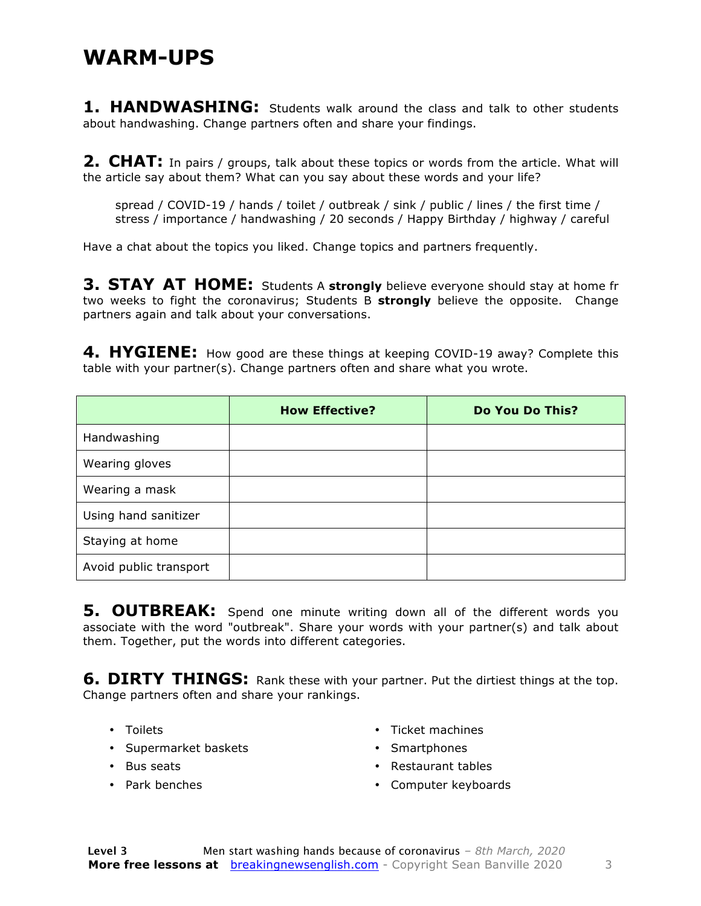# WARM-UPS

**1. HANDWASHING:** Students walk around the class and talk to other students about handwashing. Change partners often and share your findings.

**2. CHAT:** In pairs / groups, talk about these topics or words from the article. What will the article say about them? What can you say about these words and your life?

> spread / COVID-19 / hands / toilet / outbreak / sink / public / lines / the first time / stress / importance / handwashing / 20 seconds / Happy Birthday / highway / careful

Have a chat about the topics you liked. Change topics and partners frequently.

**3. STAY AT HOME:** Students A **strongly** believe everyone should stay at home fr two weeks to fight the coronavirus; Students B **strongly** believe the opposite. Change partners again and talk about your conversations.

**4. HYGIENE:** How good are these things at keeping COVID-19 away? Complete this table with your partner(s). Change partners often and share what you wrote.

| | How Effective? | Do You Do This? |
|---|---|---|
| Handwashing | | |
| Wearing gloves | | |
| Wearing a mask | | |
| Using hand sanitizer | | |
| Staying at home | | |
| Avoid public transport | | |

**5. OUTBREAK:** Spend one minute writing down all of the different words you associate with the word "outbreak". Share your words with your partner(s) and talk about them. Together, put the words into different categories.

**6. DIRTY THINGS:** Rank these with your partner. Put the dirtiest things at the top. Change partners often and share your rankings.

- Toilets
- Supermarket baskets
- Bus seats
- Park benches
- Ticket machines
- Smartphones
- Restaurant tables
- Computer keyboards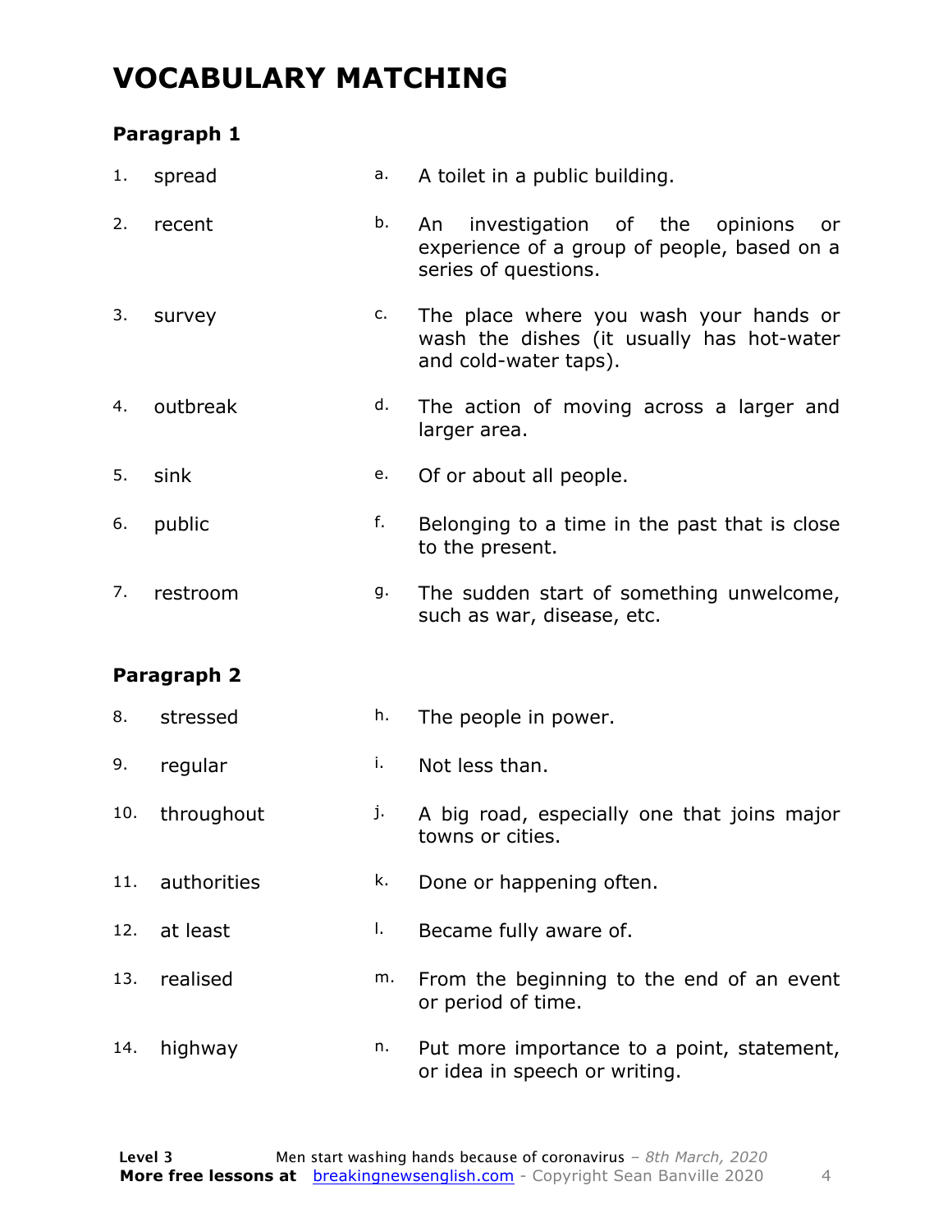# VOCABULARY MATCHING

### Paragraph 1

| | | | |
|---|---|---|---|
| 1. | spread | a. | A toilet in a public building. |
| 2. | recent | b. | An investigation of the opinions or experience of a group of people, based on a series of questions. |
| 3. | survey | c. | The place where you wash your hands or wash the dishes (it usually has hot-water and cold-water taps). |
| 4. | outbreak | d. | The action of moving across a larger and larger area. |
| 5. | sink | e. | Of or about all people. |
| 6. | public | f. | Belonging to a time in the past that is close to the present. |
| 7. | restroom | g. | The sudden start of something unwelcome, such as war, disease, etc. |

### Paragraph 2

| | | | |
|---|---|---|---|
| 8. | stressed | h. | The people in power. |
| 9. | regular | i. | Not less than. |
| 10. | throughout | j. | A big road, especially one that joins major towns or cities. |
| 11. | authorities | k. | Done or happening often. |
| 12. | at least | l. | Became fully aware of. |
| 13. | realised | m. | From the beginning to the end of an event or period of time. |
| 14. | highway | n. | Put more importance to a point, statement, or idea in speech or writing. |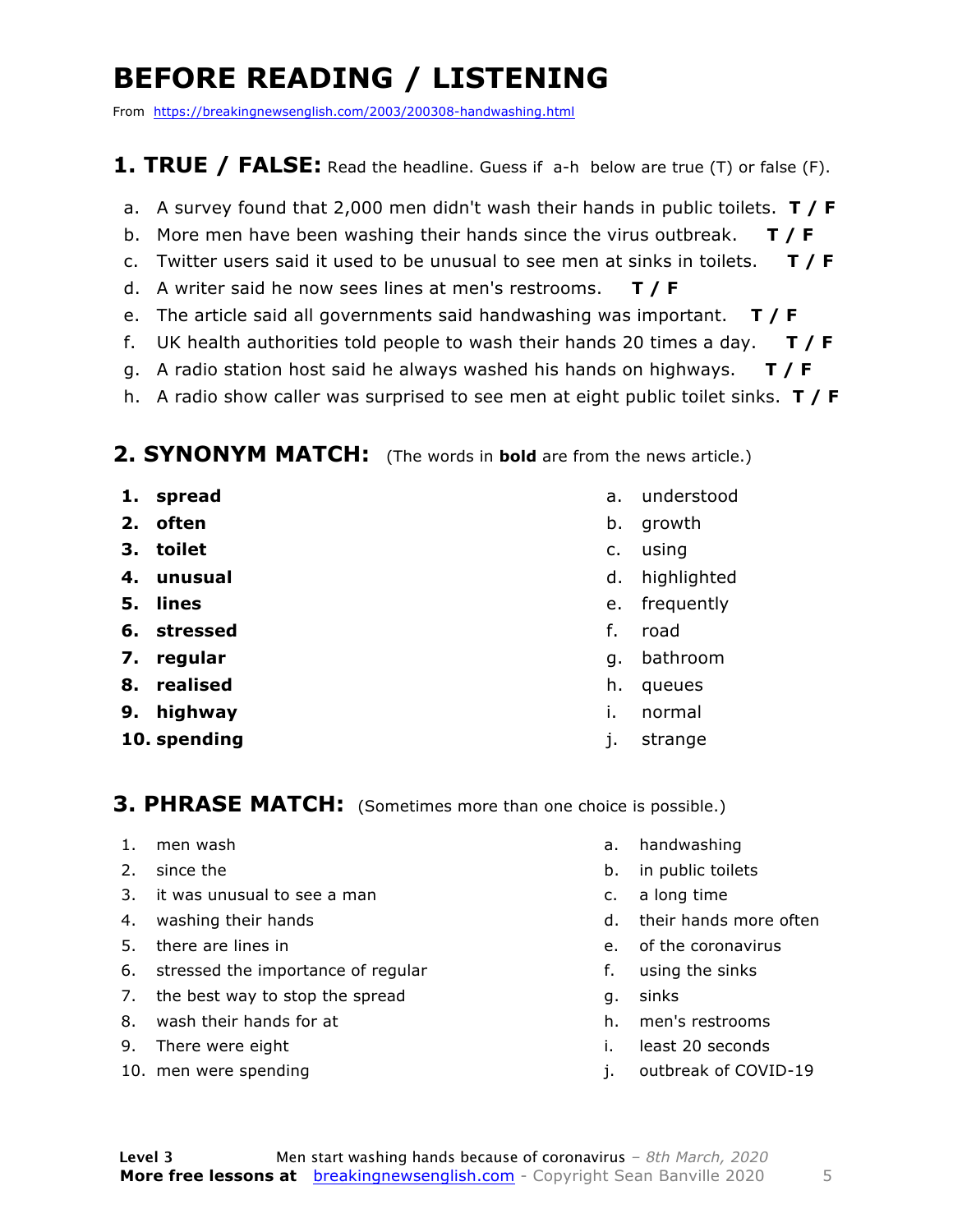# BEFORE READING / LISTENING

From https://breakingnewsenglish.com/2003/200308-handwashing.html

## 1. TRUE / FALSE: Read the headline. Guess if a-h below are true (T) or false (F).

a. A survey found that 2,000 men didn't wash their hands in public toilets. **T / F**
b. More men have been washing their hands since the virus outbreak. **T / F**
c. Twitter users said it used to be unusual to see men at sinks in toilets. **T / F**
d. A writer said he now sees lines at men's restrooms. **T / F**
e. The article said all governments said handwashing was important. **T / F**
f. UK health authorities told people to wash their hands 20 times a day. **T / F**
g. A radio station host said he always washed his hands on highways. **T / F**
h. A radio show caller was surprised to see men at eight public toilet sinks. **T / F**

## 2. SYNONYM MATCH: (The words in **bold** are from the news article.)

1. **spread**
2. **often**
3. **toilet**
4. **unusual**
5. **lines**
6. **stressed**
7. **regular**
8. **realised**
9. **highway**
10. **spending**

a. understood
b. growth
c. using
d. highlighted
e. frequently
f. road
g. bathroom
h. queues
i. normal
j. strange

## 3. PHRASE MATCH: (Sometimes more than one choice is possible.)

1. men wash
2. since the
3. it was unusual to see a man
4. washing their hands
5. there are lines in
6. stressed the importance of regular
7. the best way to stop the spread
8. wash their hands for at
9. There were eight
10. men were spending

a. handwashing
b. in public toilets
c. a long time
d. their hands more often
e. of the coronavirus
f. using the sinks
g. sinks
h. men's restrooms
i. least 20 seconds
j. outbreak of COVID-19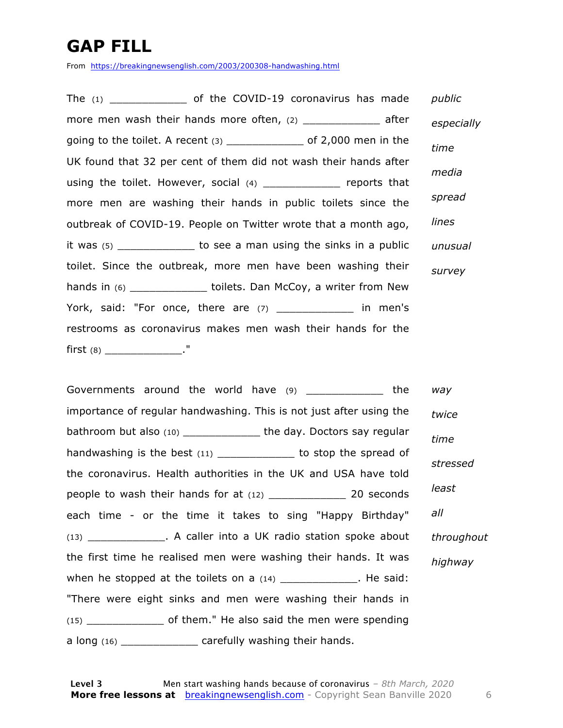# GAP FILL

From https://breakingnewsenglish.com/2003/200308-handwashing.html

The (1) ____________ of the COVID-19 coronavirus has made more men wash their hands more often, (2) ____________ after going to the toilet. A recent (3) ____________ of 2,000 men in the UK found that 32 per cent of them did not wash their hands after using the toilet. However, social (4) ____________ reports that more men are washing their hands in public toilets since the outbreak of COVID-19. People on Twitter wrote that a month ago, it was (5) ____________ to see a man using the sinks in a public toilet. Since the outbreak, more men have been washing their hands in (6) ____________ toilets. Dan McCoy, a writer from New York, said: "For once, there are (7) ____________ in men's restrooms as coronavirus makes men wash their hands for the first (8) ____________."

*public*

*especially*

*time*

*media*

*spread*

*lines*

*unusual*

*survey*

Governments around the world have (9) ____________ the importance of regular handwashing. This is not just after using the bathroom but also (10) ____________ the day. Doctors say regular handwashing is the best (11) ____________ to stop the spread of the coronavirus. Health authorities in the UK and USA have told people to wash their hands for at (12) ____________ 20 seconds each time - or the time it takes to sing "Happy Birthday" (13) ____________. A caller into a UK radio station spoke about the first time he realised men were washing their hands. It was when he stopped at the toilets on a (14) ____________. He said: "There were eight sinks and men were washing their hands in (15) ____________ of them." He also said the men were spending a long (16) ____________ carefully washing their hands.

*way*

*twice*

*time*

*stressed*

*least*

*all*

*throughout*

*highway*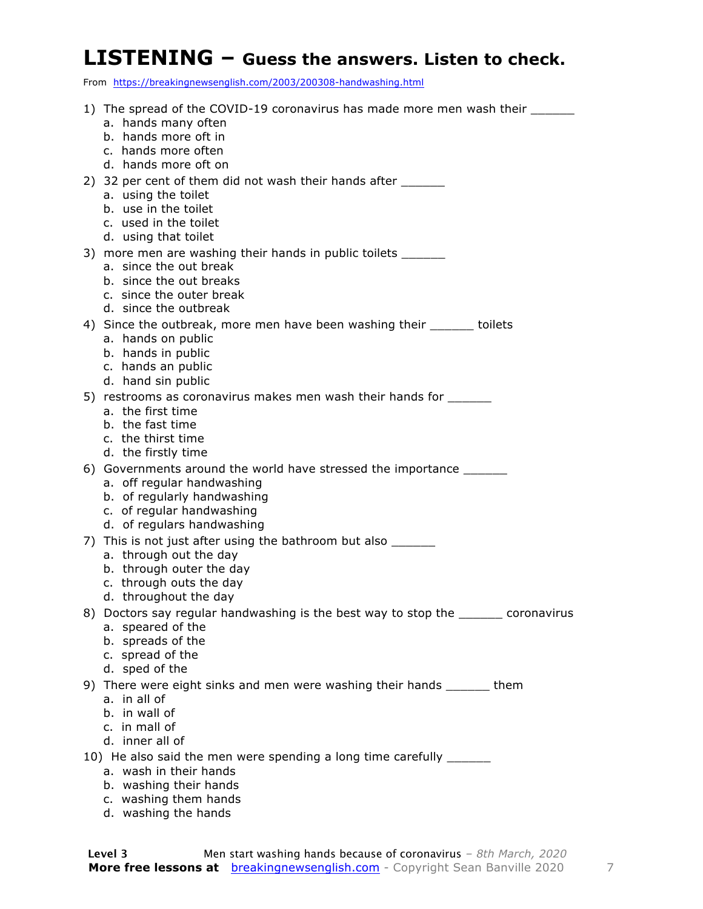# LISTENING – Guess the answers. Listen to check.

From https://breakingnewsenglish.com/2003/200308-handwashing.html

1) The spread of the COVID-19 coronavirus has made more men wash their ______
   a. hands many often
   b. hands more oft in
   c. hands more often
   d. hands more oft on
2) 32 per cent of them did not wash their hands after ______
   a. using the toilet
   b. use in the toilet
   c. used in the toilet
   d. using that toilet
3) more men are washing their hands in public toilets ______
   a. since the out break
   b. since the out breaks
   c. since the outer break
   d. since the outbreak
4) Since the outbreak, more men have been washing their ______ toilets
   a. hands on public
   b. hands in public
   c. hands an public
   d. hand sin public
5) restrooms as coronavirus makes men wash their hands for ______
   a. the first time
   b. the fast time
   c. the thirst time
   d. the firstly time
6) Governments around the world have stressed the importance ______
   a. off regular handwashing
   b. of regularly handwashing
   c. of regular handwashing
   d. of regulars handwashing
7) This is not just after using the bathroom but also ______
   a. through out the day
   b. through outer the day
   c. through outs the day
   d. throughout the day
8) Doctors say regular handwashing is the best way to stop the ______ coronavirus
   a. speared of the
   b. spreads of the
   c. spread of the
   d. sped of the
9) There were eight sinks and men were washing their hands ______ them
   a. in all of
   b. in wall of
   c. in mall of
   d. inner all of
10) He also said the men were spending a long time carefully ______
    a. wash in their hands
    b. washing their hands
    c. washing them hands
    d. washing the hands

**Level 3** Men start washing hands because of coronavirus – *8th March, 2020*
**More free lessons at** breakingnewsenglish.com - Copyright Sean Banville 2020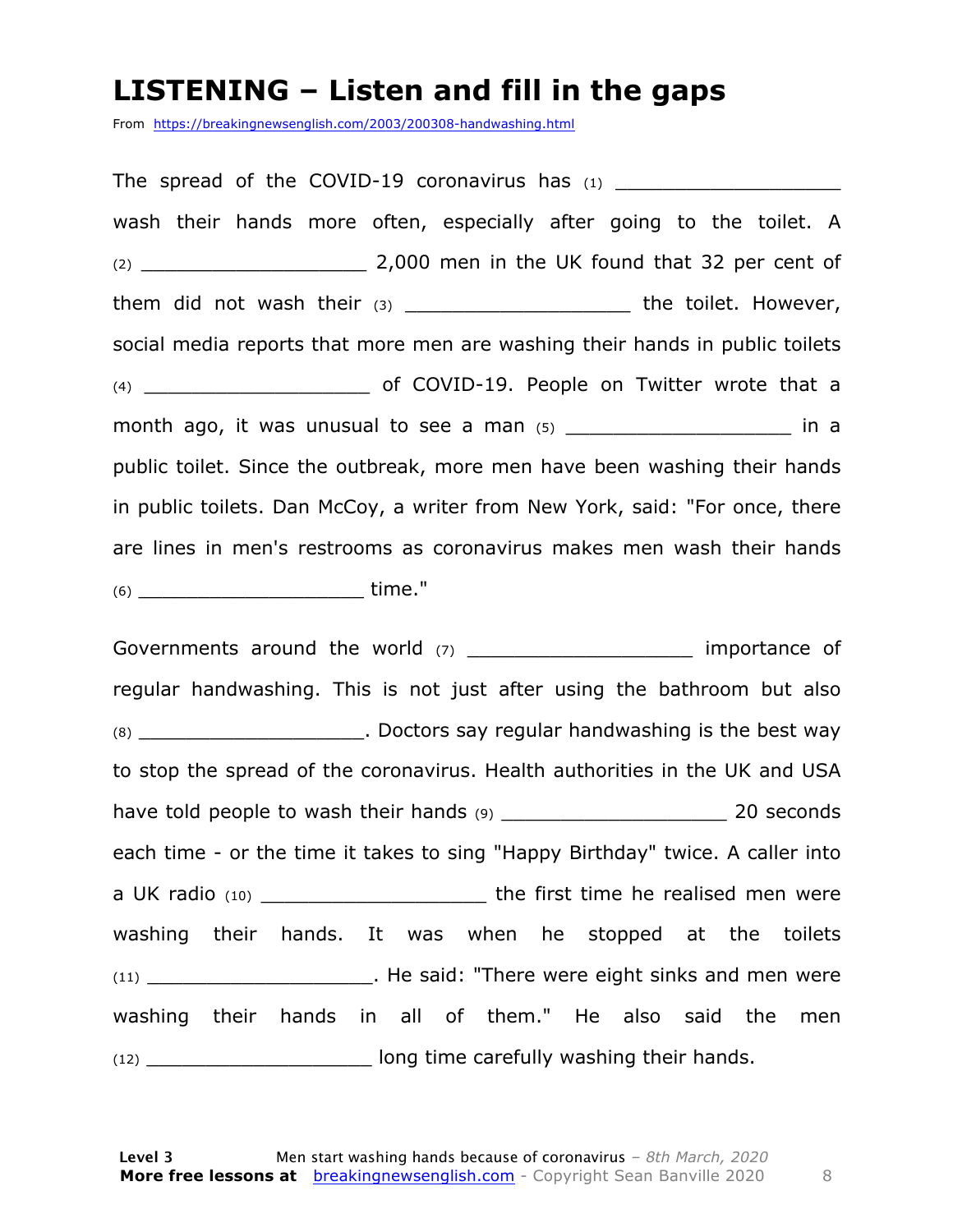# LISTENING – Listen and fill in the gaps

From https://breakingnewsenglish.com/2003/200308-handwashing.html

The spread of the COVID-19 coronavirus has (1) ___________________ wash their hands more often, especially after going to the toilet. A (2) ___________________ 2,000 men in the UK found that 32 per cent of them did not wash their (3) ___________________ the toilet. However, social media reports that more men are washing their hands in public toilets (4) ___________________ of COVID-19. People on Twitter wrote that a month ago, it was unusual to see a man (5) ___________________ in a public toilet. Since the outbreak, more men have been washing their hands in public toilets. Dan McCoy, a writer from New York, said: "For once, there are lines in men's restrooms as coronavirus makes men wash their hands (6) ___________________ time."

Governments around the world (7) ___________________ importance of regular handwashing. This is not just after using the bathroom but also (8) ___________________. Doctors say regular handwashing is the best way to stop the spread of the coronavirus. Health authorities in the UK and USA have told people to wash their hands (9) ___________________ 20 seconds each time - or the time it takes to sing "Happy Birthday" twice. A caller into a UK radio (10) ___________________ the first time he realised men were washing their hands. It was when he stopped at the toilets (11) ___________________. He said: "There were eight sinks and men were washing their hands in all of them." He also said the men (12) ___________________ long time carefully washing their hands.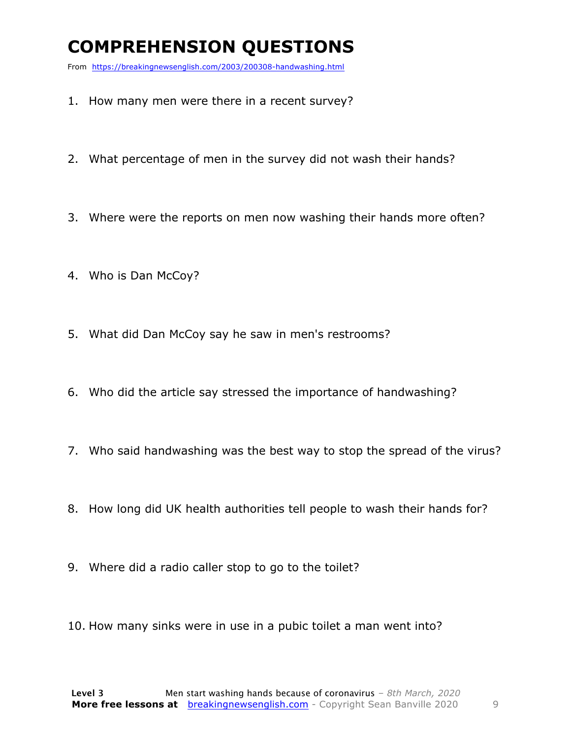# COMPREHENSION QUESTIONS

From https://breakingnewsenglish.com/2003/200308-handwashing.html

1. How many men were there in a recent survey?
2. What percentage of men in the survey did not wash their hands?
3. Where were the reports on men now washing their hands more often?
4. Who is Dan McCoy?
5. What did Dan McCoy say he saw in men's restrooms?
6. Who did the article say stressed the importance of handwashing?
7. Who said handwashing was the best way to stop the spread of the virus?
8. How long did UK health authorities tell people to wash their hands for?
9. Where did a radio caller stop to go to the toilet?
10. How many sinks were in use in a pubic toilet a man went into?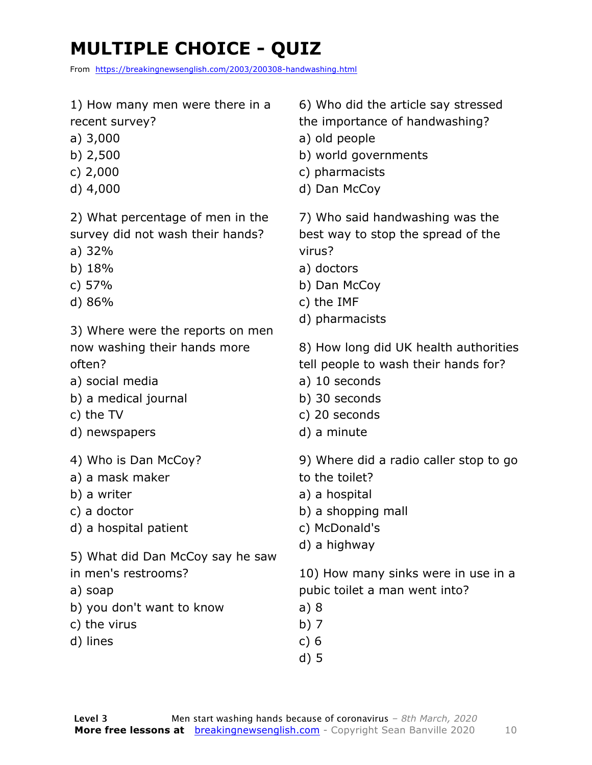# MULTIPLE CHOICE - QUIZ

From https://breakingnewsenglish.com/2003/200308-handwashing.html

1) How many men were there in a recent survey?
a) 3,000
b) 2,500
c) 2,000
d) 4,000

2) What percentage of men in the survey did not wash their hands?
a) 32%
b) 18%
c) 57%
d) 86%

3) Where were the reports on men now washing their hands more often?
a) social media
b) a medical journal
c) the TV
d) newspapers

4) Who is Dan McCoy?
a) a mask maker
b) a writer
c) a doctor
d) a hospital patient

5) What did Dan McCoy say he saw in men's restrooms?
a) soap
b) you don't want to know
c) the virus
d) lines

6) Who did the article say stressed the importance of handwashing?
a) old people
b) world governments
c) pharmacists
d) Dan McCoy

7) Who said handwashing was the best way to stop the spread of the virus?
a) doctors
b) Dan McCoy
c) the IMF
d) pharmacists

8) How long did UK health authorities tell people to wash their hands for?
a) 10 seconds
b) 30 seconds
c) 20 seconds
d) a minute

9) Where did a radio caller stop to go to the toilet?
a) a hospital
b) a shopping mall
c) McDonald's
d) a highway

10) How many sinks were in use in a pubic toilet a man went into?
a) 8
b) 7
c) 6
d) 5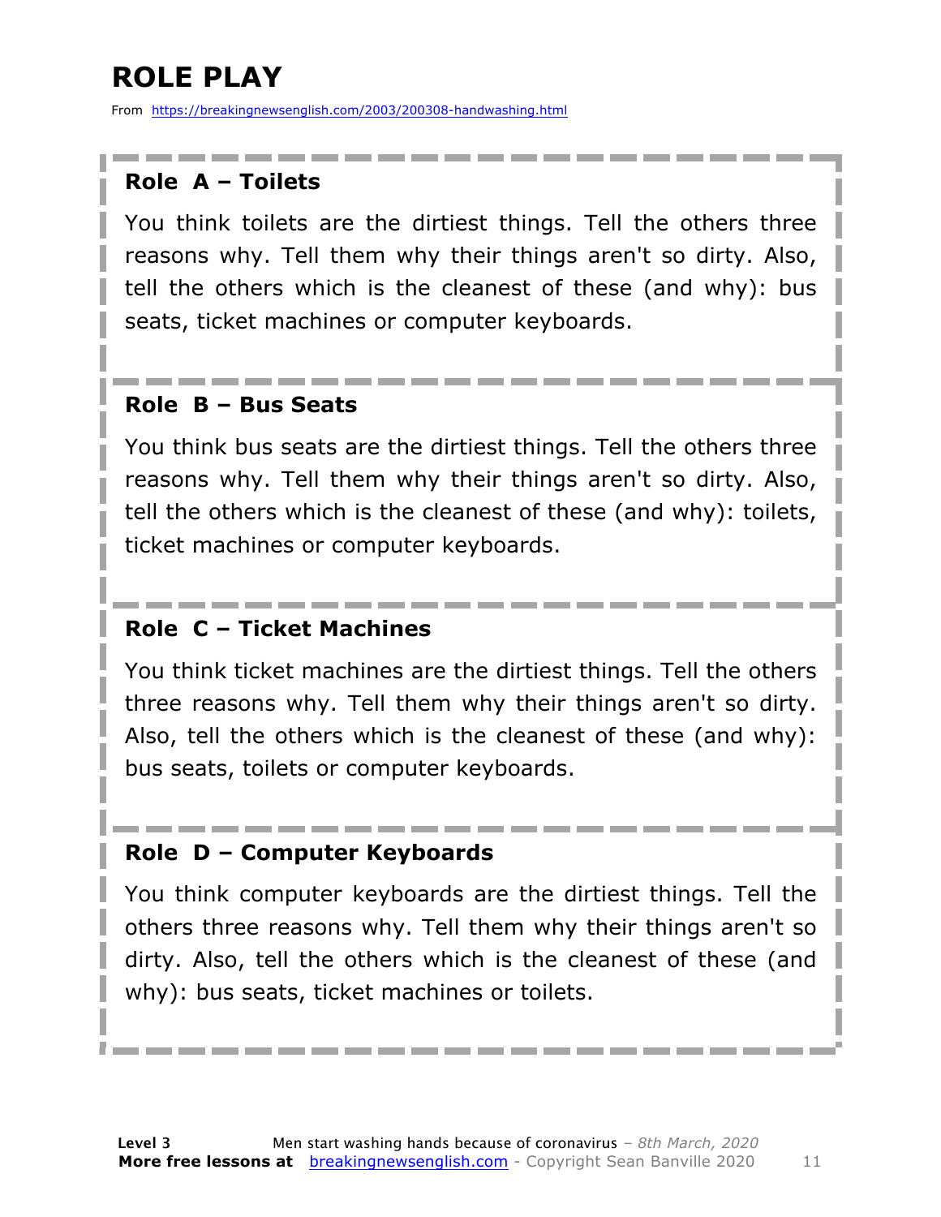# ROLE PLAY

From https://breakingnewsenglish.com/2003/200308-handwashing.html

### Role A – Toilets

You think toilets are the dirtiest things. Tell the others three reasons why. Tell them why their things aren't so dirty. Also, tell the others which is the cleanest of these (and why): bus seats, ticket machines or computer keyboards.

### Role B – Bus Seats

You think bus seats are the dirtiest things. Tell the others three reasons why. Tell them why their things aren't so dirty. Also, tell the others which is the cleanest of these (and why): toilets, ticket machines or computer keyboards.

### Role C – Ticket Machines

You think ticket machines are the dirtiest things. Tell the others three reasons why. Tell them why their things aren't so dirty. Also, tell the others which is the cleanest of these (and why): bus seats, toilets or computer keyboards.

### Role D – Computer Keyboards

You think computer keyboards are the dirtiest things. Tell the others three reasons why. Tell them why their things aren't so dirty. Also, tell the others which is the cleanest of these (and why): bus seats, ticket machines or toilets.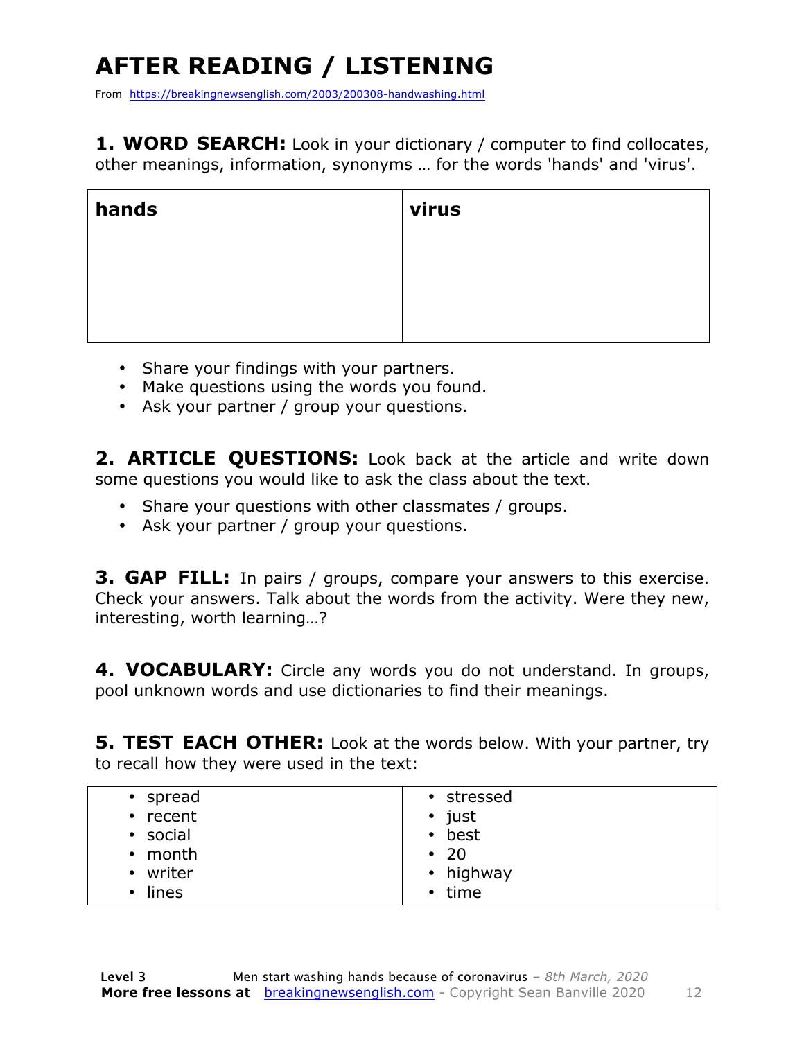# AFTER READING / LISTENING

From https://breakingnewsenglish.com/2003/200308-handwashing.html

**1. WORD SEARCH:** Look in your dictionary / computer to find collocates, other meanings, information, synonyms … for the words 'hands' and 'virus'.

| hands | virus |
|---|---|
| | |

- Share your findings with your partners.
- Make questions using the words you found.
- Ask your partner / group your questions.

**2. ARTICLE QUESTIONS:** Look back at the article and write down some questions you would like to ask the class about the text.

- Share your questions with other classmates / groups.
- Ask your partner / group your questions.

**3. GAP FILL:** In pairs / groups, compare your answers to this exercise. Check your answers. Talk about the words from the activity. Were they new, interesting, worth learning…?

**4. VOCABULARY:** Circle any words you do not understand. In groups, pool unknown words and use dictionaries to find their meanings.

**5. TEST EACH OTHER:** Look at the words below. With your partner, try to recall how they were used in the text:

| | |
|---|---|
| • spread<br>• recent<br>• social<br>• month<br>• writer<br>• lines | • stressed<br>• just<br>• best<br>• 20<br>• highway<br>• time |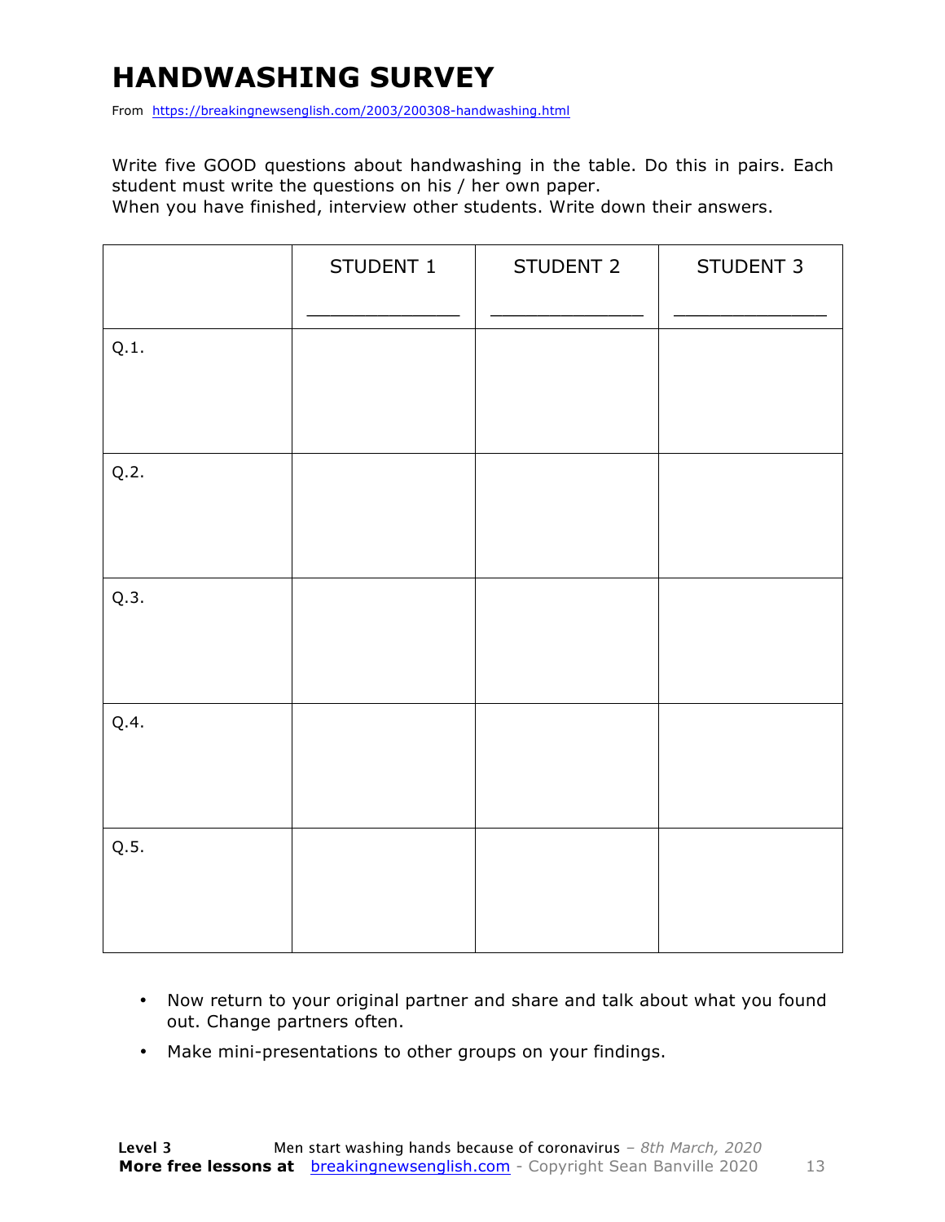# HANDWASHING SURVEY

From https://breakingnewsenglish.com/2003/200308-handwashing.html

Write five GOOD questions about handwashing in the table. Do this in pairs. Each student must write the questions on his / her own paper.
When you have finished, interview other students. Write down their answers.

| | STUDENT 1<br>_______________ | STUDENT 2<br>_______________ | STUDENT 3<br>_______________ |
|---|---|---|---|
| Q.1. | | | |
| Q.2. | | | |
| Q.3. | | | |
| Q.4. | | | |
| Q.5. | | | |

- Now return to your original partner and share and talk about what you found out. Change partners often.
- Make mini-presentations to other groups on your findings.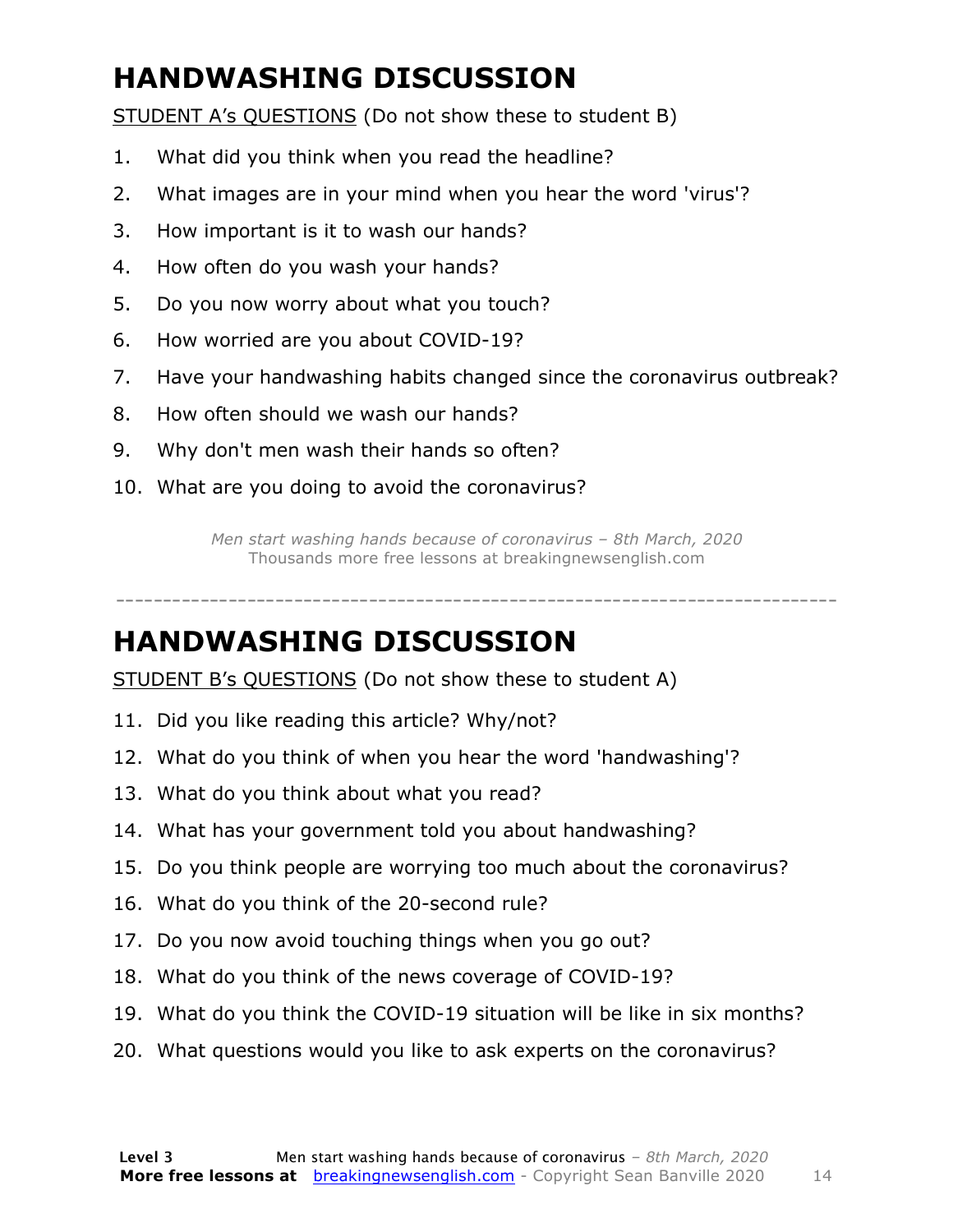# HANDWASHING DISCUSSION

<u>STUDENT A's QUESTIONS</u> (Do not show these to student B)

1. What did you think when you read the headline?
2. What images are in your mind when you hear the word 'virus'?
3. How important is it to wash our hands?
4. How often do you wash your hands?
5. Do you now worry about what you touch?
6. How worried are you about COVID-19?
7. Have your handwashing habits changed since the coronavirus outbreak?
8. How often should we wash our hands?
9. Why don't men wash their hands so often?
10. What are you doing to avoid the coronavirus?

*Men start washing hands because of coronavirus – 8th March, 2020*
Thousands more free lessons at breakingnewsenglish.com

---

# HANDWASHING DISCUSSION

<u>STUDENT B's QUESTIONS</u> (Do not show these to student A)

11. Did you like reading this article? Why/not?
12. What do you think of when you hear the word 'handwashing'?
13. What do you think about what you read?
14. What has your government told you about handwashing?
15. Do you think people are worrying too much about the coronavirus?
16. What do you think of the 20-second rule?
17. Do you now avoid touching things when you go out?
18. What do you think of the news coverage of COVID-19?
19. What do you think the COVID-19 situation will be like in six months?
20. What questions would you like to ask experts on the coronavirus?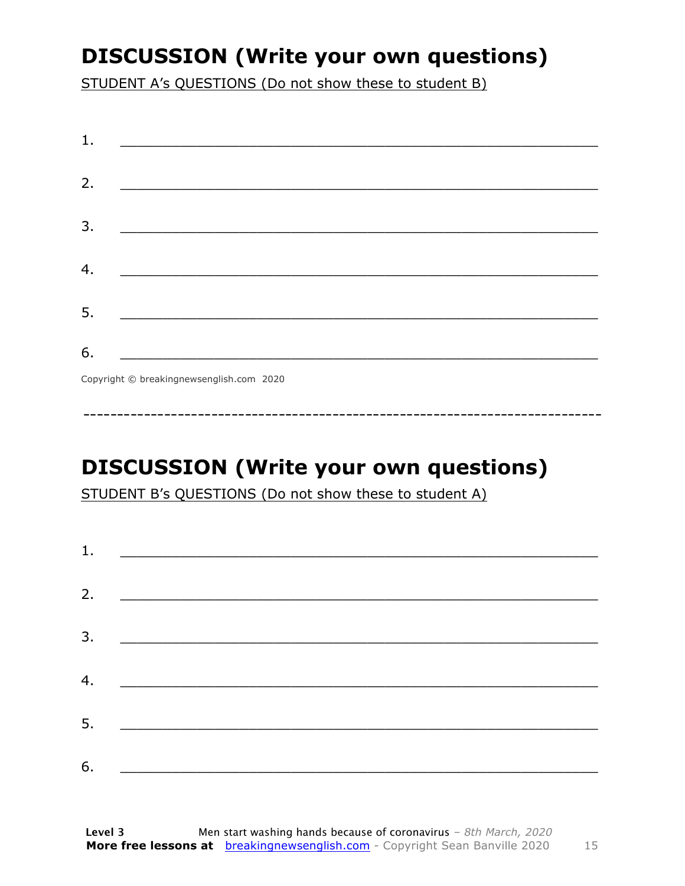## DISCUSSION (Write your own questions)

STUDENT A's QUESTIONS (Do not show these to student B)

1. ___________________________________________________________

2. ___________________________________________________________

3. ___________________________________________________________

4. ___________________________________________________________

5. ___________________________________________________________

6. ___________________________________________________________

Copyright © breakingnewsenglish.com 2020

---

## DISCUSSION (Write your own questions)

STUDENT B's QUESTIONS (Do not show these to student A)

1. ___________________________________________________________

2. ___________________________________________________________

3. ___________________________________________________________

4. ___________________________________________________________

5. ___________________________________________________________

6. ___________________________________________________________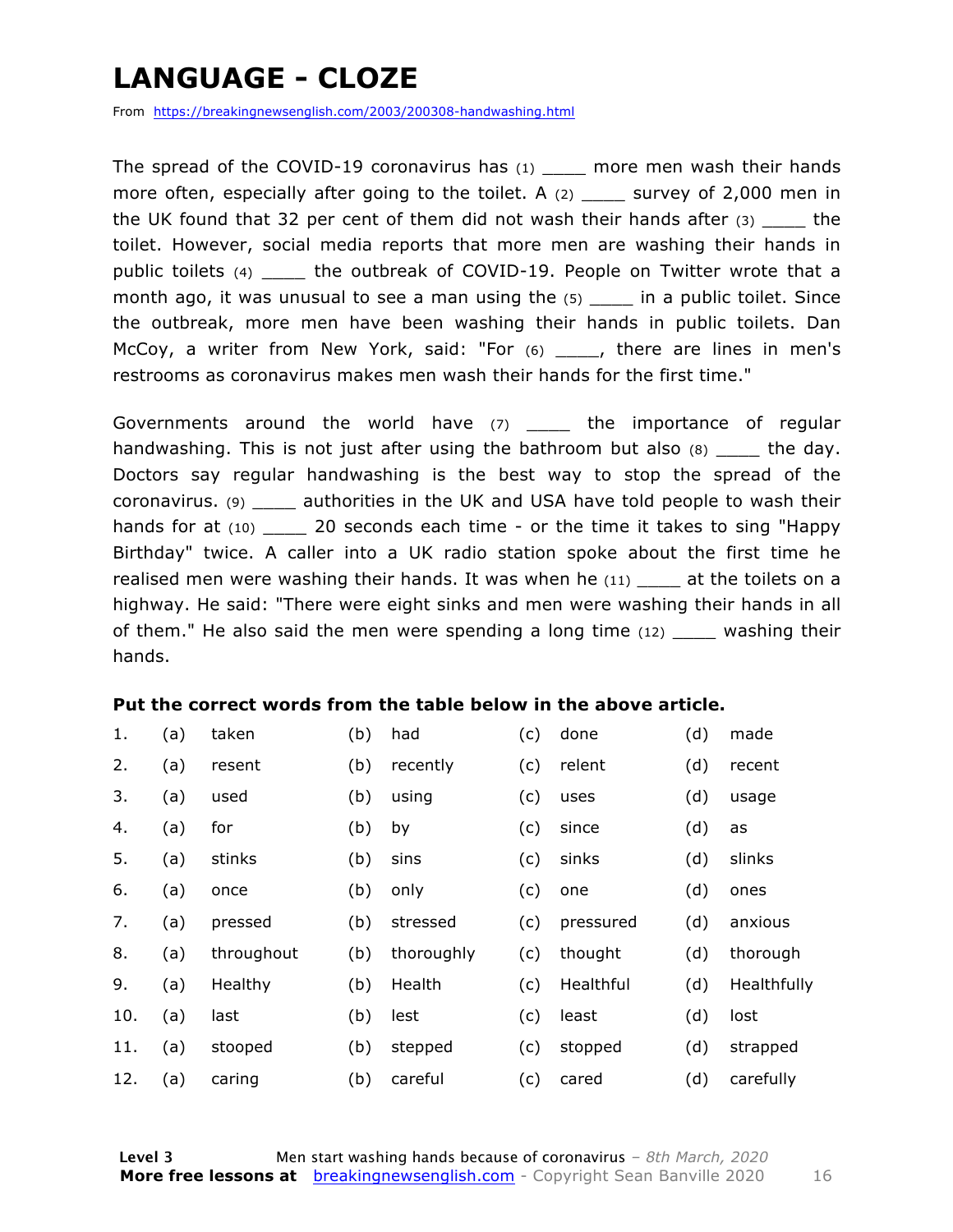# LANGUAGE - CLOZE

From https://breakingnewsenglish.com/2003/200308-handwashing.html

The spread of the COVID-19 coronavirus has (1) ____ more men wash their hands more often, especially after going to the toilet. A (2) ____ survey of 2,000 men in the UK found that 32 per cent of them did not wash their hands after (3) ____ the toilet. However, social media reports that more men are washing their hands in public toilets (4) ____ the outbreak of COVID-19. People on Twitter wrote that a month ago, it was unusual to see a man using the (5) ____ in a public toilet. Since the outbreak, more men have been washing their hands in public toilets. Dan McCoy, a writer from New York, said: "For (6) ____, there are lines in men's restrooms as coronavirus makes men wash their hands for the first time."

Governments around the world have (7) ____ the importance of regular handwashing. This is not just after using the bathroom but also (8) ____ the day. Doctors say regular handwashing is the best way to stop the spread of the coronavirus. (9) ____ authorities in the UK and USA have told people to wash their hands for at (10) ____ 20 seconds each time - or the time it takes to sing "Happy Birthday" twice. A caller into a UK radio station spoke about the first time he realised men were washing their hands. It was when he (11) ____ at the toilets on a highway. He said: "There were eight sinks and men were washing their hands in all of them." He also said the men were spending a long time (12) ____ washing their hands.

**Put the correct words from the table below in the above article.**

| | | | | | | | | |
|---|---|---|---|---|---|---|---|---|
| 1. | (a) | taken | (b) | had | (c) | done | (d) | made |
| 2. | (a) | resent | (b) | recently | (c) | relent | (d) | recent |
| 3. | (a) | used | (b) | using | (c) | uses | (d) | usage |
| 4. | (a) | for | (b) | by | (c) | since | (d) | as |
| 5. | (a) | stinks | (b) | sins | (c) | sinks | (d) | slinks |
| 6. | (a) | once | (b) | only | (c) | one | (d) | ones |
| 7. | (a) | pressed | (b) | stressed | (c) | pressured | (d) | anxious |
| 8. | (a) | throughout | (b) | thoroughly | (c) | thought | (d) | thorough |
| 9. | (a) | Healthy | (b) | Health | (c) | Healthful | (d) | Healthfully |
| 10. | (a) | last | (b) | lest | (c) | least | (d) | lost |
| 11. | (a) | stooped | (b) | stepped | (c) | stopped | (d) | strapped |
| 12. | (a) | caring | (b) | careful | (c) | cared | (d) | carefully |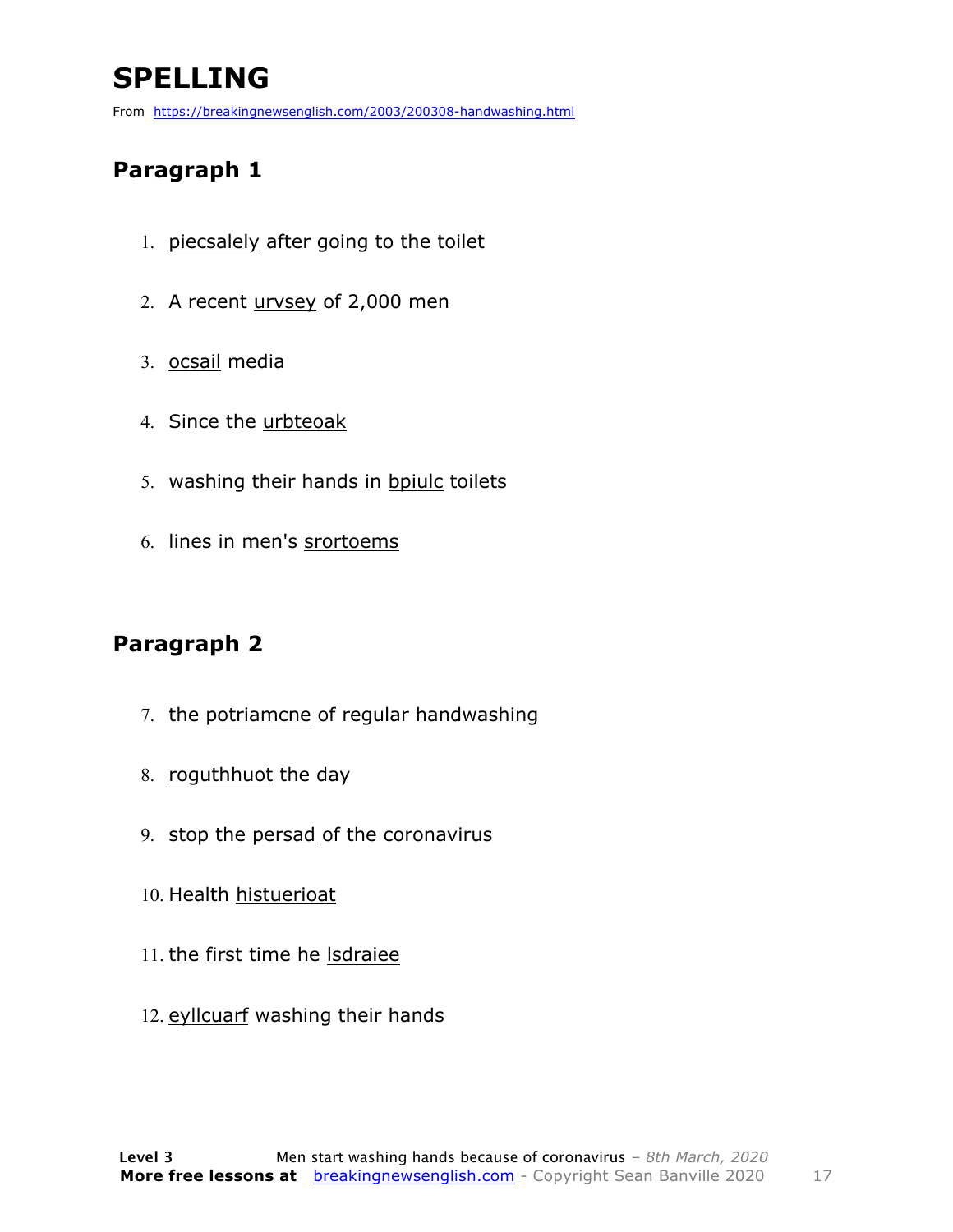# SPELLING

From https://breakingnewsenglish.com/2003/200308-handwashing.html

## Paragraph 1

1. piecsalely after going to the toilet
2. A recent urvsey of 2,000 men
3. ocsail media
4. Since the urbteoak
5. washing their hands in bpiulc toilets
6. lines in men's srortoems

## Paragraph 2

7. the potriamcne of regular handwashing
8. roguthhuot the day
9. stop the persad of the coronavirus
10. Health histuerioat
11. the first time he lsdraiee
12. eyllcuarf washing their hands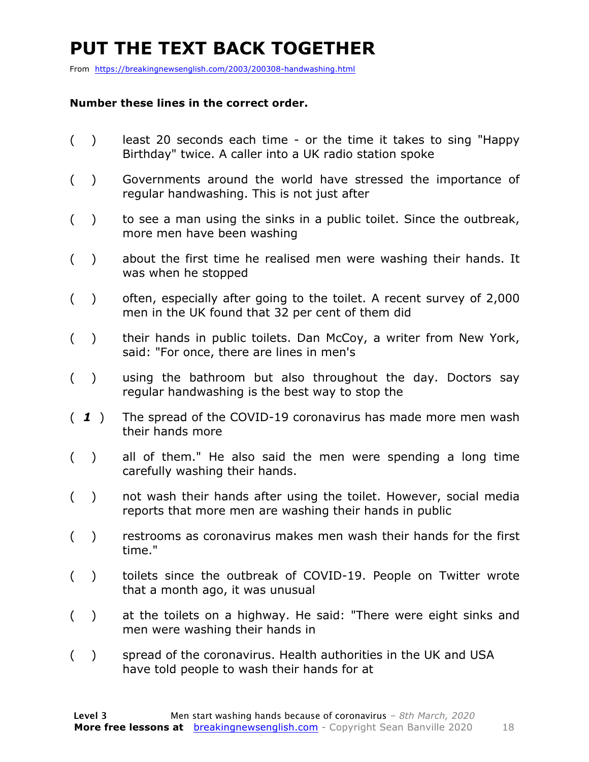# PUT THE TEXT BACK TOGETHER

From https://breakingnewsenglish.com/2003/200308-handwashing.html

**Number these lines in the correct order.**

( ) least 20 seconds each time - or the time it takes to sing "Happy Birthday" twice. A caller into a UK radio station spoke

( ) Governments around the world have stressed the importance of regular handwashing. This is not just after

( ) to see a man using the sinks in a public toilet. Since the outbreak, more men have been washing

( ) about the first time he realised men were washing their hands. It was when he stopped

( ) often, especially after going to the toilet. A recent survey of 2,000 men in the UK found that 32 per cent of them did

( ) their hands in public toilets. Dan McCoy, a writer from New York, said: "For once, there are lines in men's

( ) using the bathroom but also throughout the day. Doctors say regular handwashing is the best way to stop the

( ***1*** ) The spread of the COVID-19 coronavirus has made more men wash their hands more

( ) all of them." He also said the men were spending a long time carefully washing their hands.

( ) not wash their hands after using the toilet. However, social media reports that more men are washing their hands in public

( ) restrooms as coronavirus makes men wash their hands for the first time."

( ) toilets since the outbreak of COVID-19. People on Twitter wrote that a month ago, it was unusual

( ) at the toilets on a highway. He said: "There were eight sinks and men were washing their hands in

( ) spread of the coronavirus. Health authorities in the UK and USA have told people to wash their hands for at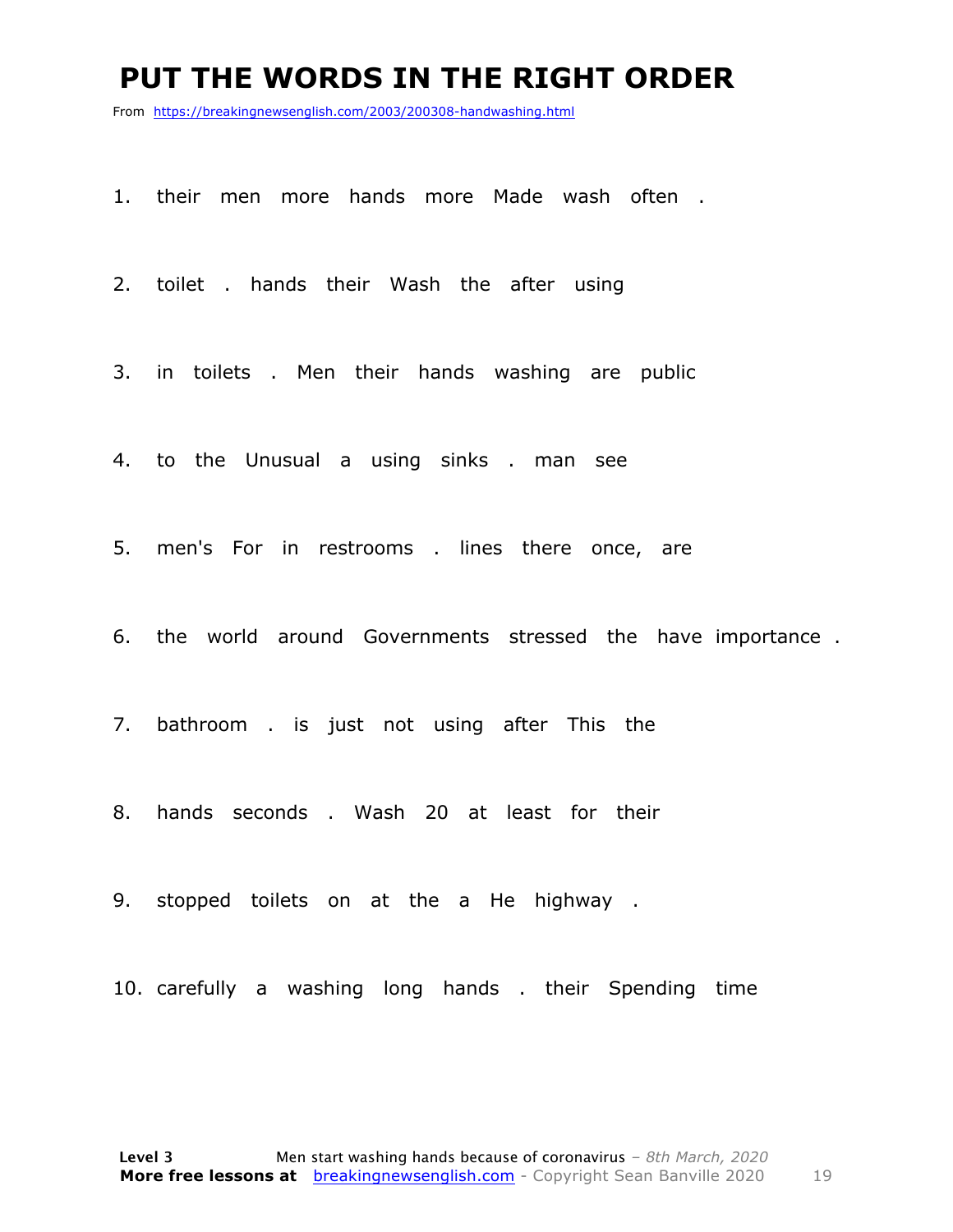# PUT THE WORDS IN THE RIGHT ORDER

From https://breakingnewsenglish.com/2003/200308-handwashing.html

1. their men more hands more Made wash often .

2. toilet . hands their Wash the after using

3. in toilets . Men their hands washing are public

4. to the Unusual a using sinks . man see

5. men's For in restrooms . lines there once, are

6. the world around Governments stressed the have importance .

7. bathroom . is just not using after This the

8. hands seconds . Wash 20 at least for their

9. stopped toilets on at the a He highway .

10. carefully a washing long hands . their Spending time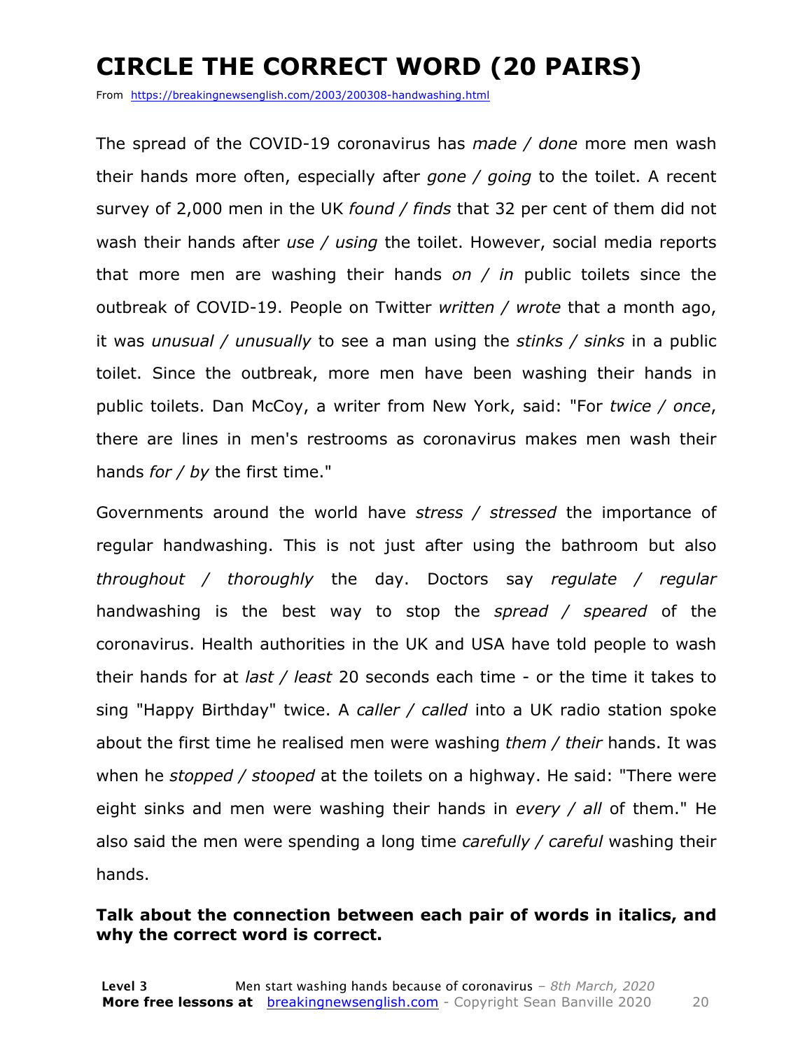# CIRCLE THE CORRECT WORD (20 PAIRS)

From https://breakingnewsenglish.com/2003/200308-handwashing.html

The spread of the COVID-19 coronavirus has *made / done* more men wash their hands more often, especially after *gone / going* to the toilet. A recent survey of 2,000 men in the UK *found / finds* that 32 per cent of them did not wash their hands after *use / using* the toilet. However, social media reports that more men are washing their hands *on / in* public toilets since the outbreak of COVID-19. People on Twitter *written / wrote* that a month ago, it was *unusual / unusually* to see a man using the *stinks / sinks* in a public toilet. Since the outbreak, more men have been washing their hands in public toilets. Dan McCoy, a writer from New York, said: "For *twice / once*, there are lines in men's restrooms as coronavirus makes men wash their hands *for / by* the first time."

Governments around the world have *stress / stressed* the importance of regular handwashing. This is not just after using the bathroom but also *throughout / thoroughly* the day. Doctors say *regulate / regular* handwashing is the best way to stop the *spread / speared* of the coronavirus. Health authorities in the UK and USA have told people to wash their hands for at *last / least* 20 seconds each time - or the time it takes to sing "Happy Birthday" twice. A *caller / called* into a UK radio station spoke about the first time he realised men were washing *them / their* hands. It was when he *stopped / stooped* at the toilets on a highway. He said: "There were eight sinks and men were washing their hands in *every / all* of them." He also said the men were spending a long time *carefully / careful* washing their hands.

**Talk about the connection between each pair of words in italics, and why the correct word is correct.**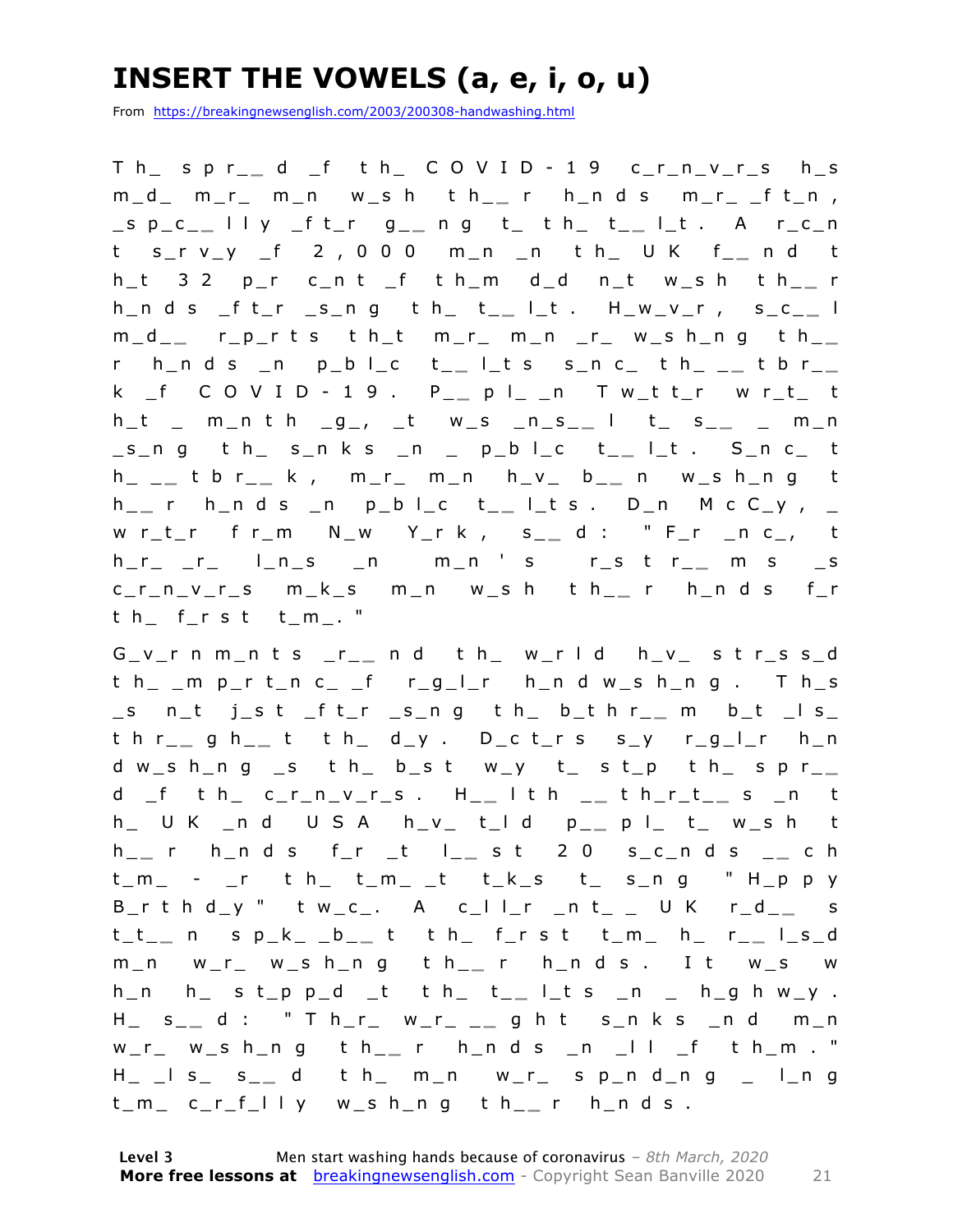# INSERT THE VOWELS (a, e, i, o, u)

From https://breakingnewsenglish.com/2003/200308-handwashing.html

Th_ spr_ _d _f th_ COVID-19 c_r_n_v_r_s h_s m_d_ m_r_ m_n w_sh th_ _r h_nds m_r_ _ft_n, _sp_c_ _lly _ft_r g_ _ng t_ th_ t_ _l_t. A r_c_nt s_rv_y _f 2,000 m_n _n th_ UK f_ _nd th_t 32 p_r c_nt _f th_m d_d n_t w_sh th_ _r h_nds _ft_r _s_ng th_ t_ _l_t. H_w_v_r, s_c_ _l m_d_ _ r_p_rts th_t m_r_ m_n _r_ w_sh_ng th_ _r h_nds _n p_bl_c t_ _l_ts s_nc_ th_ _ _tbr_ _k _f COVID-19. P_ _pl_ _n Tw_tt_r wr_t_ th_t _ m_nth _g_, _t w_s _n_s_ _l t_ s_ _ _ m_n _s_ng th_ s_nks _n _ p_bl_c t_ _l_t. S_nc_ th_ _ _tbr_ _k, m_r_ m_n h_v_ b_ _n w_sh_ng th_ _r h_nds _n p_bl_c t_ _l_ts. D_n McC_y, _ wr_t_r fr_m N_w Y_rk, s_ _d: "F_r _nc_, th_r_ _r_ l_n_s _n m_n's r_str_ _ms _s c_r_n_v_r_s m_k_s m_n w_sh th_ _r h_nds f_r th_ f_rst t_m_."

G_v_rnm_nts _r_ _nd th_ w_rld h_v_ str_ss_d th_ _mp_rt_nc_ _f r_g_l_r h_ndw_sh_ng. Th_s _s n_t j_st _ft_r _s_ng th_ b_thr_ _m b_t _ls_ thr_ _gh_ _t th_ d_y. D_ct_rs s_y r_g_l_r h_ndw_sh_ng _s th_ b_st w_y t_ st_p th_ spr_ _d _f th_ c_r_n_v_r_s. H_ _lth _ _th_r_t_ _s _n th_ UK _nd USA h_v_ t_ld p_ _pl_ t_ w_sh th_ _r h_nds f_r _t l_ _st 20 s_c_nds _ _ch t_m_ - _r th_ t_m_ _t t_k_s t_ s_ng "H_ppy B_rthd_y" tw_c_. A c_ll_r _nt_ _ UK r_d_ _ st_t_ _n sp_k_ _b_ _t th_ f_rst t_m_ h_ r_ _l_s_d m_n w_r_ w_sh_ng th_ _r h_nds. It w_s wh_n h_ st_pp_d _t th_ t_ _l_ts _n _ h_ghw_y. H_ s_ _d: "Th_r_ w_r_ _ _ght s_nks _nd m_n w_r_ w_sh_ng th_ _r h_nds _n _ll _f th_m." H_ _ls_ s_ _d th_ m_n w_r_ sp_nd_ng _ l_ng t_m_ c_r_f_lly w_sh_ng th_ _r h_nds.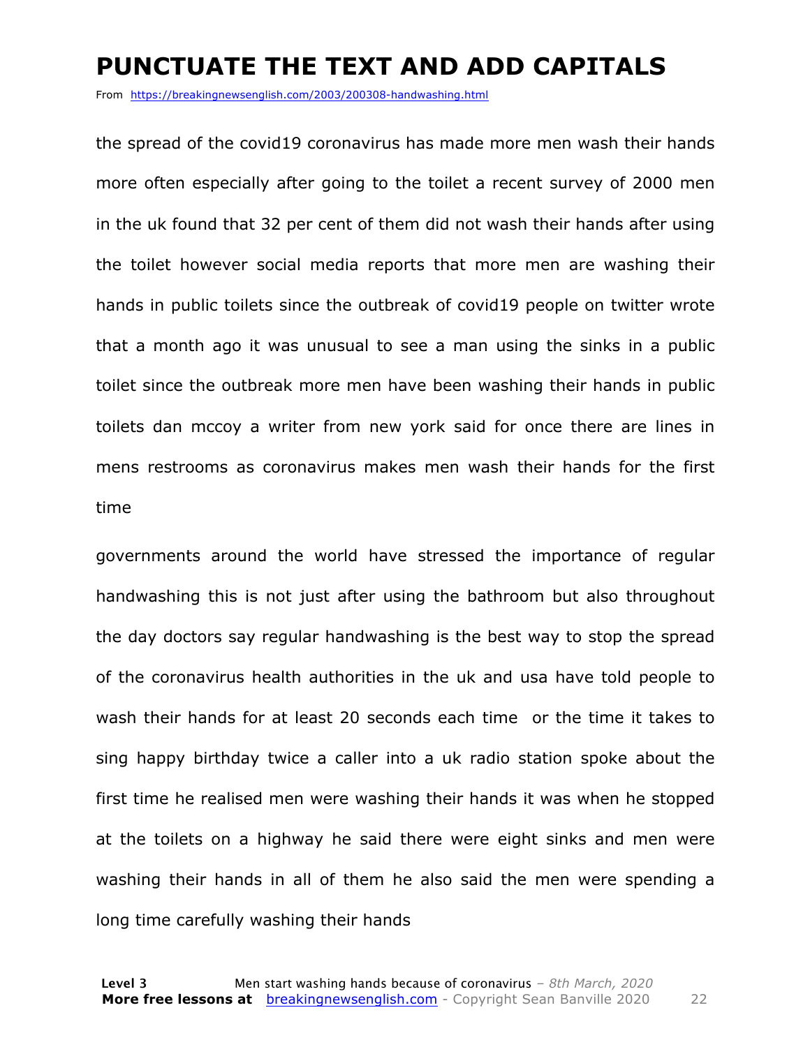# PUNCTUATE THE TEXT AND ADD CAPITALS

From https://breakingnewsenglish.com/2003/200308-handwashing.html

the spread of the covid19 coronavirus has made more men wash their hands more often especially after going to the toilet a recent survey of 2000 men in the uk found that 32 per cent of them did not wash their hands after using the toilet however social media reports that more men are washing their hands in public toilets since the outbreak of covid19 people on twitter wrote that a month ago it was unusual to see a man using the sinks in a public toilet since the outbreak more men have been washing their hands in public toilets dan mccoy a writer from new york said for once there are lines in mens restrooms as coronavirus makes men wash their hands for the first time

governments around the world have stressed the importance of regular handwashing this is not just after using the bathroom but also throughout the day doctors say regular handwashing is the best way to stop the spread of the coronavirus health authorities in the uk and usa have told people to wash their hands for at least 20 seconds each time  or the time it takes to sing happy birthday twice a caller into a uk radio station spoke about the first time he realised men were washing their hands it was when he stopped at the toilets on a highway he said there were eight sinks and men were washing their hands in all of them he also said the men were spending a long time carefully washing their hands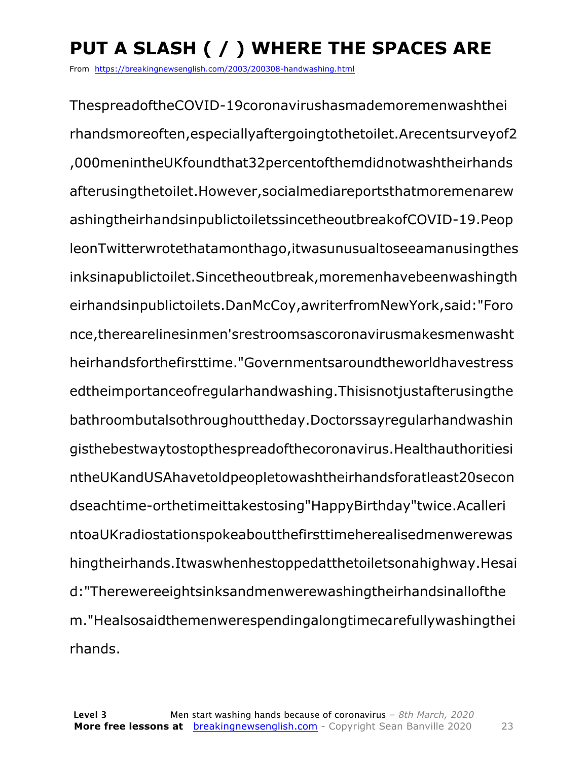# PUT A SLASH ( / ) WHERE THE SPACES ARE

From https://breakingnewsenglish.com/2003/200308-handwashing.html

ThespreadoftheCOVID-19coronavirushasmademoremenwashthei rhandsmoreoften,especiallyaftergoingtothetoilet.Arecentsurveyof2 ,000menintheUKfoundthat32percentofthemdidnotwashtheirhands afterusingthetoilet.However,socialmediareportsthatmoremenarew ashingtheirhandsinpublictoiletssincetheoutbreakofCOVID-19.Peop leonTwitterwrotethatamonthago,itwasunusualtoseeamanusingthes inksinapublictoilet.Sincetheoutbreak,moremenhavebeenwashingth eirhandsinpublictoilets.DanMcCoy,awriterfromNewYork,said:"Foro nce,therearelinesinmen'srestroomsascoronavirusmakesmenwasht heirhandsforthefirsttime."Governmentsaroundtheworldhavestress edtheimportanceofregularhandwashing.Thisisnotjustafterusingthe bathroombutalsothroughouttheday.Doctorssayregularhandwashin gisthebestwaytostopthespreadofthecoronavirus.Healthauthoritiesi ntheUKandUSAhavetoldpeopletowashtheirhandsforatleast20secon dseachtime-orthetimeittakestosing"HappyBirthday"twice.Acalleri ntoaUKradiostationspokeaboutthefirsttimeherealisedmenwerewas hingtheirhands.Itwaswhenhestoppedatthetoiletsonahighway.Hesai d:"Therewereeightsinksandmenwerewashingtheirhandsinallofthe m."Healsosaidthemenwerespendingalongtimecarefullywashingthei rhands.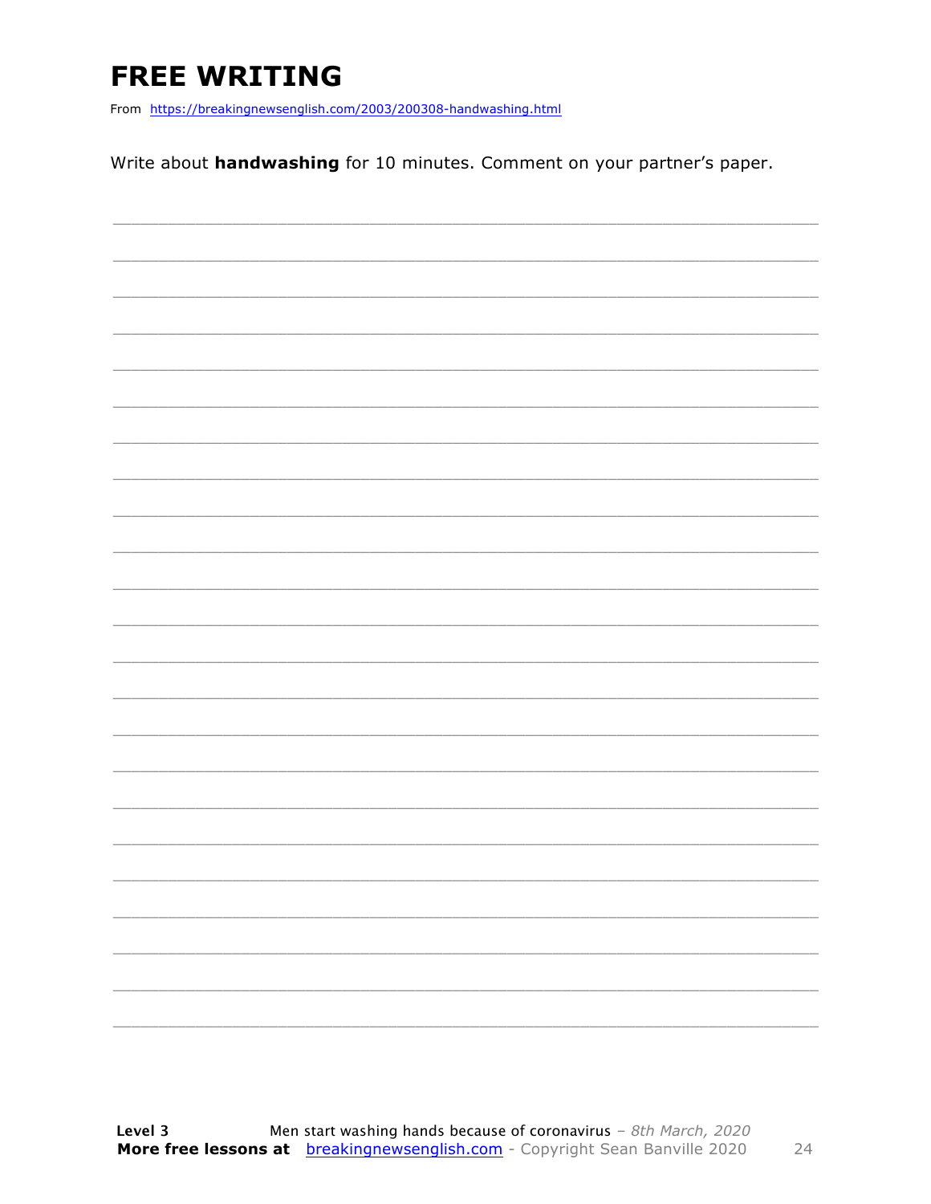# FREE WRITING

From https://breakingnewsenglish.com/2003/200308-handwashing.html

Write about **handwashing** for 10 minutes. Comment on your partner's paper.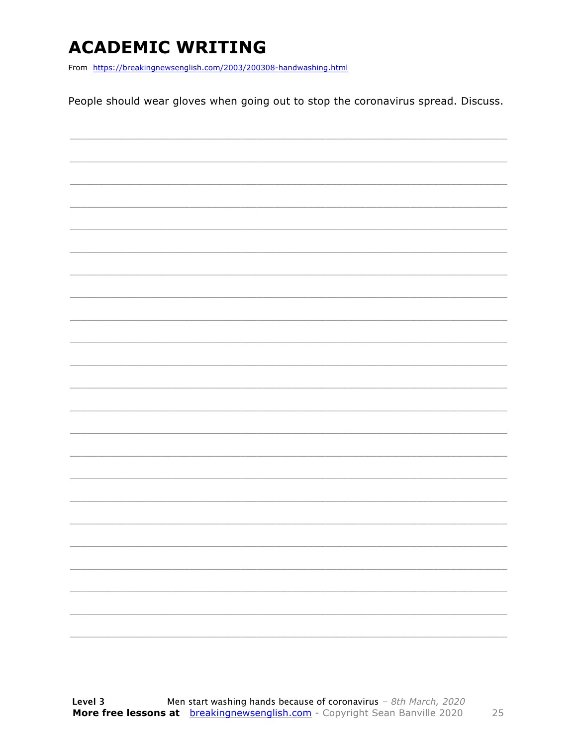# ACADEMIC WRITING

From https://breakingnewsenglish.com/2003/200308-handwashing.html

People should wear gloves when going out to stop the coronavirus spread. Discuss.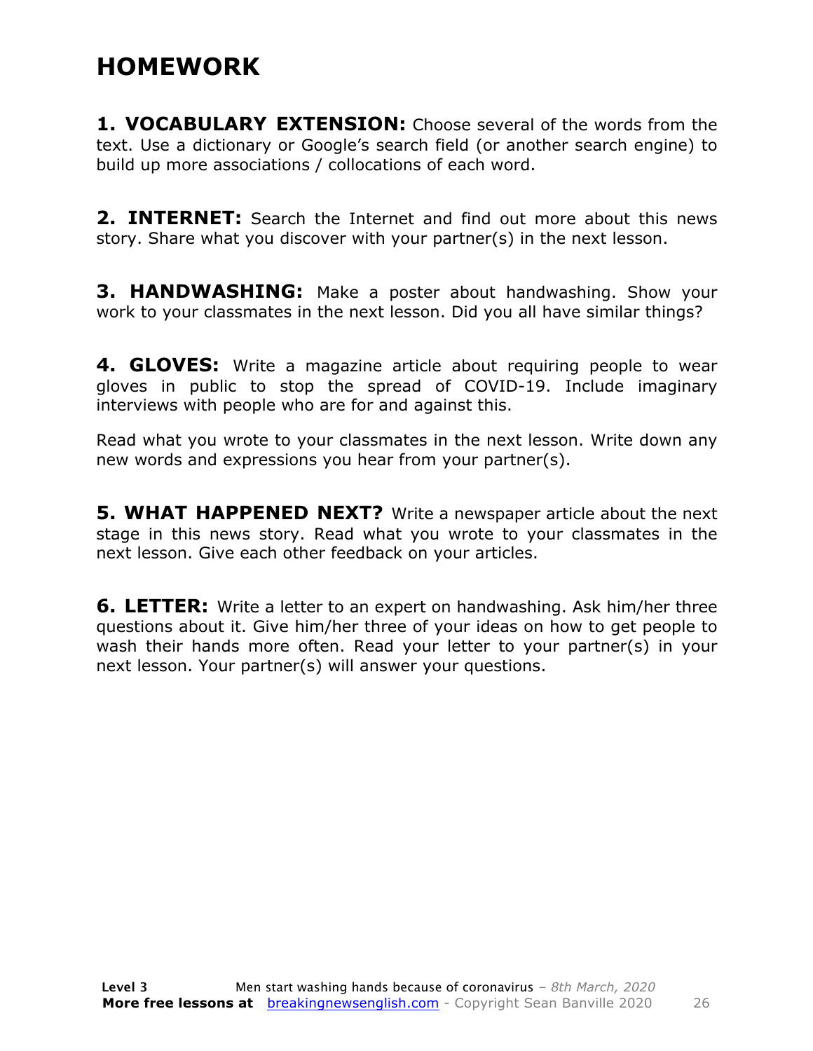# HOMEWORK

**1. VOCABULARY EXTENSION:** Choose several of the words from the text. Use a dictionary or Google's search field (or another search engine) to build up more associations / collocations of each word.

**2. INTERNET:** Search the Internet and find out more about this news story. Share what you discover with your partner(s) in the next lesson.

**3. HANDWASHING:** Make a poster about handwashing. Show your work to your classmates in the next lesson. Did you all have similar things?

**4. GLOVES:** Write a magazine article about requiring people to wear gloves in public to stop the spread of COVID-19. Include imaginary interviews with people who are for and against this.

Read what you wrote to your classmates in the next lesson. Write down any new words and expressions you hear from your partner(s).

**5. WHAT HAPPENED NEXT?** Write a newspaper article about the next stage in this news story. Read what you wrote to your classmates in the next lesson. Give each other feedback on your articles.

**6. LETTER:** Write a letter to an expert on handwashing. Ask him/her three questions about it. Give him/her three of your ideas on how to get people to wash their hands more often. Read your letter to your partner(s) in your next lesson. Your partner(s) will answer your questions.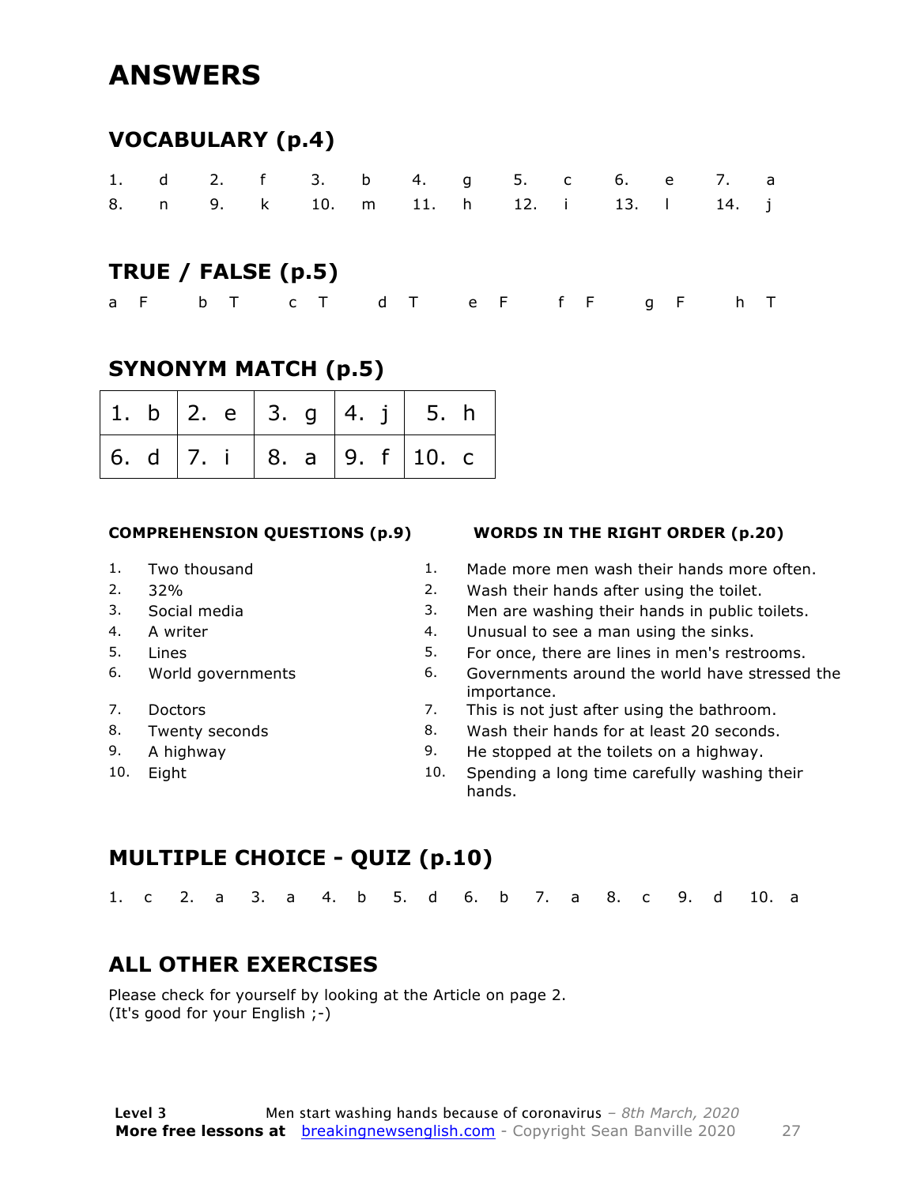# ANSWERS

## VOCABULARY (p.4)

| | | | | | | | | | | | | | |
|---|---|---|---|---|---|---|---|---|---|---|---|---|---|
| 1. | d | 2. | f | 3. | b | 4. | g | 5. | c | 6. | e | 7. | a |
| 8. | n | 9. | k | 10. | m | 11. | h | 12. | i | 13. | l | 14. | j |

## TRUE / FALSE (p.5)

a F &nbsp; b T &nbsp; c T &nbsp; d T &nbsp; e F &nbsp; f F &nbsp; g F &nbsp; h T

## SYNONYM MATCH (p.5)

| | | | | |
|---|---|---|---|---|
| 1. b | 2. e | 3. g | 4. j | 5. h |
| 6. d | 7. i | 8. a | 9. f | 10. c |

### COMPREHENSION QUESTIONS (p.9)

1. Two thousand
2. 32%
3. Social media
4. A writer
5. Lines
6. World governments
7. Doctors
8. Twenty seconds
9. A highway
10. Eight

### WORDS IN THE RIGHT ORDER (p.20)

1. Made more men wash their hands more often.
2. Wash their hands after using the toilet.
3. Men are washing their hands in public toilets.
4. Unusual to see a man using the sinks.
5. For once, there are lines in men's restrooms.
6. Governments around the world have stressed the importance.
7. This is not just after using the bathroom.
8. Wash their hands for at least 20 seconds.
9. He stopped at the toilets on a highway.
10. Spending a long time carefully washing their hands.

## MULTIPLE CHOICE - QUIZ (p.10)

1. c &nbsp; 2. a &nbsp; 3. a &nbsp; 4. b &nbsp; 5. d &nbsp; 6. b &nbsp; 7. a &nbsp; 8. c &nbsp; 9. d &nbsp; 10. a

## ALL OTHER EXERCISES

Please check for yourself by looking at the Article on page 2.
(It's good for your English ;-)